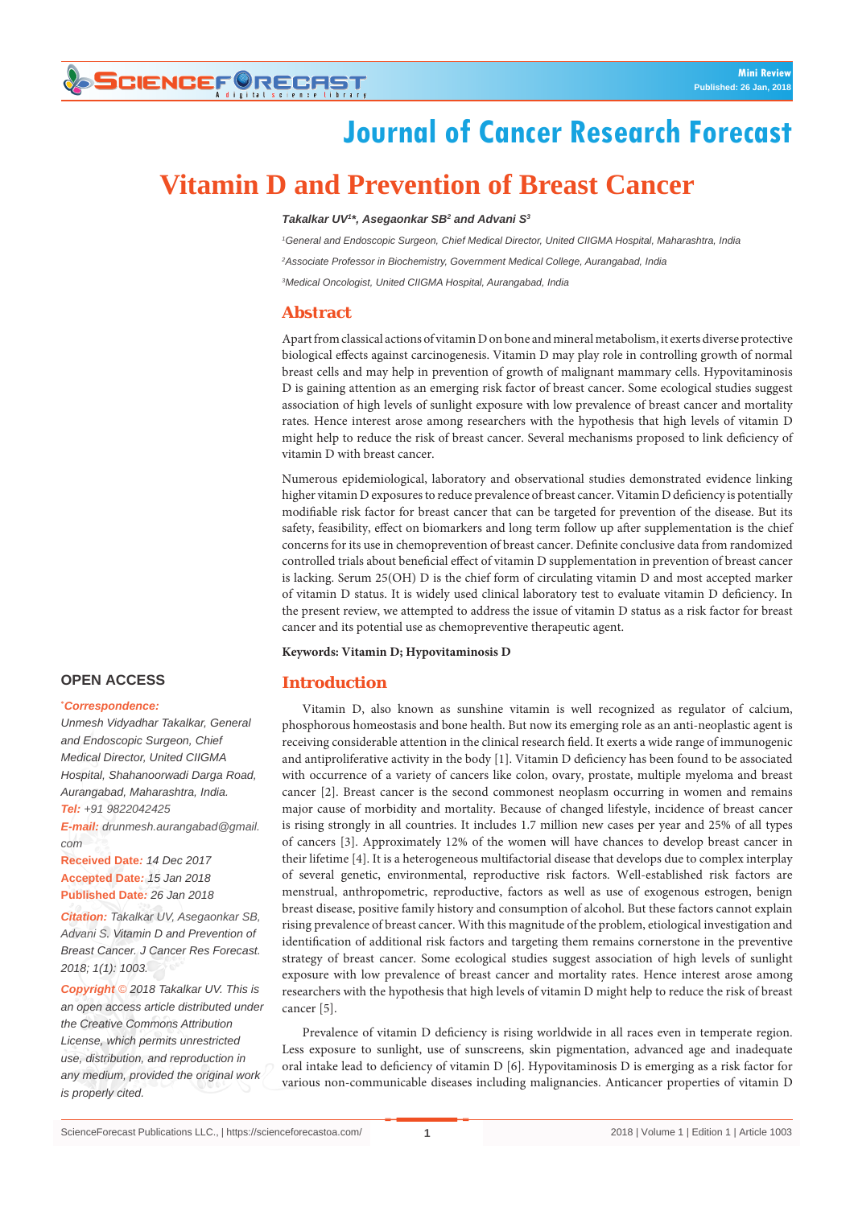Mini Review

Published: 26 Jan, 2018

# Journal of Cancer Research Forecast

# Vitamin D and Prevention of Breast Cancer

***Takalkar UV[1]*, Asegaonkar SB[2] and Advani S[3]***

*[1]General and Endoscopic Surgeon, Chief Medical Director, United CIIGMA Hospital, Maharashtra, India*

*[2]Associate Professor in Biochemistry, Government Medical College, Aurangabad, India*

*[3]Medical Oncologist, United CIIGMA Hospital, Aurangabad, India*

## Abstract

Apart from classical actions of vitamin D on bone and mineral metabolism, it exerts diverse protective biological effects against carcinogenesis. Vitamin D may play role in controlling growth of normal breast cells and may help in prevention of growth of malignant mammary cells. Hypovitaminosis D is gaining attention as an emerging risk factor of breast cancer. Some ecological studies suggest association of high levels of sunlight exposure with low prevalence of breast cancer and mortality rates. Hence interest arose among researchers with the hypothesis that high levels of vitamin D might help to reduce the risk of breast cancer. Several mechanisms proposed to link deficiency of vitamin D with breast cancer.

Numerous epidemiological, laboratory and observational studies demonstrated evidence linking higher vitamin D exposures to reduce prevalence of breast cancer. Vitamin D deficiency is potentially modifiable risk factor for breast cancer that can be targeted for prevention of the disease. But its safety, feasibility, effect on biomarkers and long term follow up after supplementation is the chief concerns for its use in chemoprevention of breast cancer. Definite conclusive data from randomized controlled trials about beneficial effect of vitamin D supplementation in prevention of breast cancer is lacking. Serum 25(OH) D is the chief form of circulating vitamin D and most accepted marker of vitamin D status. It is widely used clinical laboratory test to evaluate vitamin D deficiency. In the present review, we attempted to address the issue of vitamin D status as a risk factor for breast cancer and its potential use as chemopreventive therapeutic agent.

**Keywords: Vitamin D; Hypovitaminosis D**

**OPEN ACCESS**

***Correspondence:***

*Unmesh Vidyadhar Takalkar, General and Endoscopic Surgeon, Chief Medical Director, United CIIGMA Hospital, Shahanoorwadi Darga Road, Aurangabad, Maharashtra, India.*

***Tel:*** *+91 9822042425*

***E-mail:*** *drunmesh.aurangabad@gmail.com*

**Received Date:** *14 Dec 2017*

**Accepted Date:** *15 Jan 2018*

**Published Date:** *26 Jan 2018*

***Citation:*** *Takalkar UV, Asegaonkar SB, Advani S. Vitamin D and Prevention of Breast Cancer. J Cancer Res Forecast. 2018; 1(1): 1003.*

***Copyright © 2018 Takalkar UV.*** *This is an open access article distributed under the Creative Commons Attribution License, which permits unrestricted use, distribution, and reproduction in any medium, provided the original work is properly cited.*

## Introduction

Vitamin D, also known as sunshine vitamin is well recognized as regulator of calcium, phosphorous homeostasis and bone health. But now its emerging role as an anti-neoplastic agent is receiving considerable attention in the clinical research field. It exerts a wide range of immunogenic and antiproliferative activity in the body [1]. Vitamin D deficiency has been found to be associated with occurrence of a variety of cancers like colon, ovary, prostate, multiple myeloma and breast cancer [2]. Breast cancer is the second commonest neoplasm occurring in women and remains major cause of morbidity and mortality. Because of changed lifestyle, incidence of breast cancer is rising strongly in all countries. It includes 1.7 million new cases per year and 25% of all types of cancers [3]. Approximately 12% of the women will have chances to develop breast cancer in their lifetime [4]. It is a heterogeneous multifactorial disease that develops due to complex interplay of several genetic, environmental, reproductive risk factors. Well-established risk factors are menstrual, anthropometric, reproductive, factors as well as use of exogenous estrogen, benign breast disease, positive family history and consumption of alcohol. But these factors cannot explain rising prevalence of breast cancer. With this magnitude of the problem, etiological investigation and identification of additional risk factors and targeting them remains cornerstone in the preventive strategy of breast cancer. Some ecological studies suggest association of high levels of sunlight exposure with low prevalence of breast cancer and mortality rates. Hence interest arose among researchers with the hypothesis that high levels of vitamin D might help to reduce the risk of breast cancer [5].

Prevalence of vitamin D deficiency is rising worldwide in all races even in temperate region. Less exposure to sunlight, use of sunscreens, skin pigmentation, advanced age and inadequate oral intake lead to deficiency of vitamin D [6]. Hypovitaminosis D is emerging as a risk factor for various non-communicable diseases including malignancies. Anticancer properties of vitamin D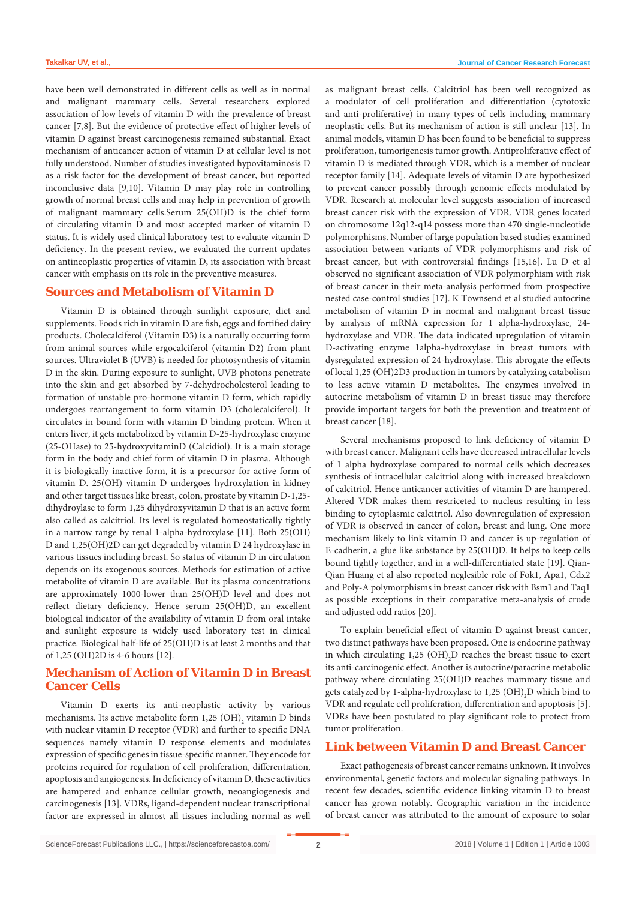have been well demonstrated in different cells as well as in normal and malignant mammary cells. Several researchers explored association of low levels of vitamin D with the prevalence of breast cancer [7,8]. But the evidence of protective effect of higher levels of vitamin D against breast carcinogenesis remained substantial. Exact mechanism of anticancer action of vitamin D at cellular level is not fully understood. Number of studies investigated hypovitaminosis D as a risk factor for the development of breast cancer, but reported inconclusive data [9,10]. Vitamin D may play role in controlling growth of normal breast cells and may help in prevention of growth of malignant mammary cells.Serum 25(OH)D is the chief form of circulating vitamin D and most accepted marker of vitamin D status. It is widely used clinical laboratory test to evaluate vitamin D deficiency. In the present review, we evaluated the current updates on antineoplastic properties of vitamin D, its association with breast cancer with emphasis on its role in the preventive measures.

## Sources and Metabolism of Vitamin D

Vitamin D is obtained through sunlight exposure, diet and supplements. Foods rich in vitamin D are fish, eggs and fortified dairy products. Cholecalciferol (Vitamin D3) is a naturally occurring form from animal sources while ergocalciferol (vitamin D2) from plant sources. Ultraviolet B (UVB) is needed for photosynthesis of vitamin D in the skin. During exposure to sunlight, UVB photons penetrate into the skin and get absorbed by 7-dehydrocholesterol leading to formation of unstable pro-hormone vitamin D form, which rapidly undergoes rearrangement to form vitamin D3 (cholecalciferol). It circulates in bound form with vitamin D binding protein. When it enters liver, it gets metabolized by vitamin D-25-hydroxylase enzyme (25-OHase) to 25-hydroxyvitaminD (Calcidiol). It is a main storage form in the body and chief form of vitamin D in plasma. Although it is biologically inactive form, it is a precursor for active form of vitamin D. 25(OH) vitamin D undergoes hydroxylation in kidney and other target tissues like breast, colon, prostate by vitamin D-1,25-dihydroylase to form 1,25 dihydroxyvitamin D that is an active form also called as calcitriol. Its level is regulated homeostatically tightly in a narrow range by renal 1-alpha-hydroxylase [11]. Both 25(OH) D and 1,25(OH)2D can get degraded by vitamin D 24 hydroxylase in various tissues including breast. So status of vitamin D in circulation depends on its exogenous sources. Methods for estimation of active metabolite of vitamin D are available. But its plasma concentrations are approximately 1000-lower than 25(OH)D level and does not reflect dietary deficiency. Hence serum 25(OH)D, an excellent biological indicator of the availability of vitamin D from oral intake and sunlight exposure is widely used laboratory test in clinical practice. Biological half-life of 25(OH)D is at least 2 months and that of 1,25 (OH)2D is 4-6 hours [12].

## Mechanism of Action of Vitamin D in Breast Cancer Cells

Vitamin D exerts its anti-neoplastic activity by various mechanisms. Its active metabolite form 1,25 $(OH)_2$ vitamin D binds with nuclear vitamin D receptor (VDR) and further to specific DNA sequences namely vitamin D response elements and modulates expression of specific genes in tissue-specific manner. They encode for proteins required for regulation of cell proliferation, differentiation, apoptosis and angiogenesis. In deficiency of vitamin D, these activities are hampered and enhance cellular growth, neoangiogenesis and carcinogenesis [13]. VDRs, ligand-dependent nuclear transcriptional factor are expressed in almost all tissues including normal as well as malignant breast cells. Calcitriol has been well recognized as a modulator of cell proliferation and differentiation (cytotoxic and anti-proliferative) in many types of cells including mammary neoplastic cells. But its mechanism of action is still unclear [13]. In animal models, vitamin D has been found to be beneficial to suppress proliferation, tumorigenesis tumor growth. Antiproliferative effect of vitamin D is mediated through VDR, which is a member of nuclear receptor family [14]. Adequate levels of vitamin D are hypothesized to prevent cancer possibly through genomic effects modulated by VDR. Research at molecular level suggests association of increased breast cancer risk with the expression of VDR. VDR genes located on chromosome 12q12-q14 possess more than 470 single-nucleotide polymorphisms. Number of large population based studies examined association between variants of VDR polymorphisms and risk of breast cancer, but with controversial findings [15,16]. Lu D et al observed no significant association of VDR polymorphism with risk of breast cancer in their meta-analysis performed from prospective nested case-control studies [17]. K Townsend et al studied autocrine metabolism of vitamin D in normal and malignant breast tissue by analysis of mRNA expression for 1 alpha-hydroxylase, 24-hydroxylase and VDR. The data indicated upregulation of vitamin D-activating enzyme 1alpha-hydroxylase in breast tumors with dysregulated expression of 24-hydroxylase. This abrogate the effects of local 1,25 (OH)2D3 production in tumors by catalyzing catabolism to less active vitamin D metabolites. The enzymes involved in autocrine metabolism of vitamin D in breast tissue may therefore provide important targets for both the prevention and treatment of breast cancer [18].

Several mechanisms proposed to link deficiency of vitamin D with breast cancer. Malignant cells have decreased intracellular levels of 1 alpha hydroxylase compared to normal cells which decreases synthesis of intracellular calcitriol along with increased breakdown of calcitriol. Hence anticancer activities of vitamin D are hampered. Altered VDR makes them restricted to nucleus resulting in less binding to cytoplasmic calcitriol. Also downregulation of expression of VDR is observed in cancer of colon, breast and lung. One more mechanism likely to link vitamin D and cancer is up-regulation of E-cadherin, a glue like substance by 25(OH)D. It helps to keep cells bound tightly together, and in a well-differentiated state [19]. Qian-Qian Huang et al also reported neglegible role of Fok1, Apa1, Cdx2 and Poly-A polymorphisms in breast cancer risk with Bsm1 and Taq1 as possible exceptions in their comparative meta-analysis of crude and adjusted odd ratios [20].

To explain beneficial effect of vitamin D against breast cancer, two distinct pathways have been proposed. One is endocrine pathway in which circulating 1,25 $(OH)_2$D reaches the breast tissue to exert its anti-carcinogenic effect. Another is autocrine/paracrine metabolic pathway where circulating 25(OH)D reaches mammary tissue and gets catalyzed by 1-alpha-hydroxylase to 1,25 $(OH)_2$D which bind to VDR and regulate cell proliferation, differentiation and apoptosis [5]. VDRs have been postulated to play significant role to protect from tumor proliferation.

## Link between Vitamin D and Breast Cancer

Exact pathogenesis of breast cancer remains unknown. It involves environmental, genetic factors and molecular signaling pathways. In recent few decades, scientific evidence linking vitamin D to breast cancer has grown notably. Geographic variation in the incidence of breast cancer was attributed to the amount of exposure to solar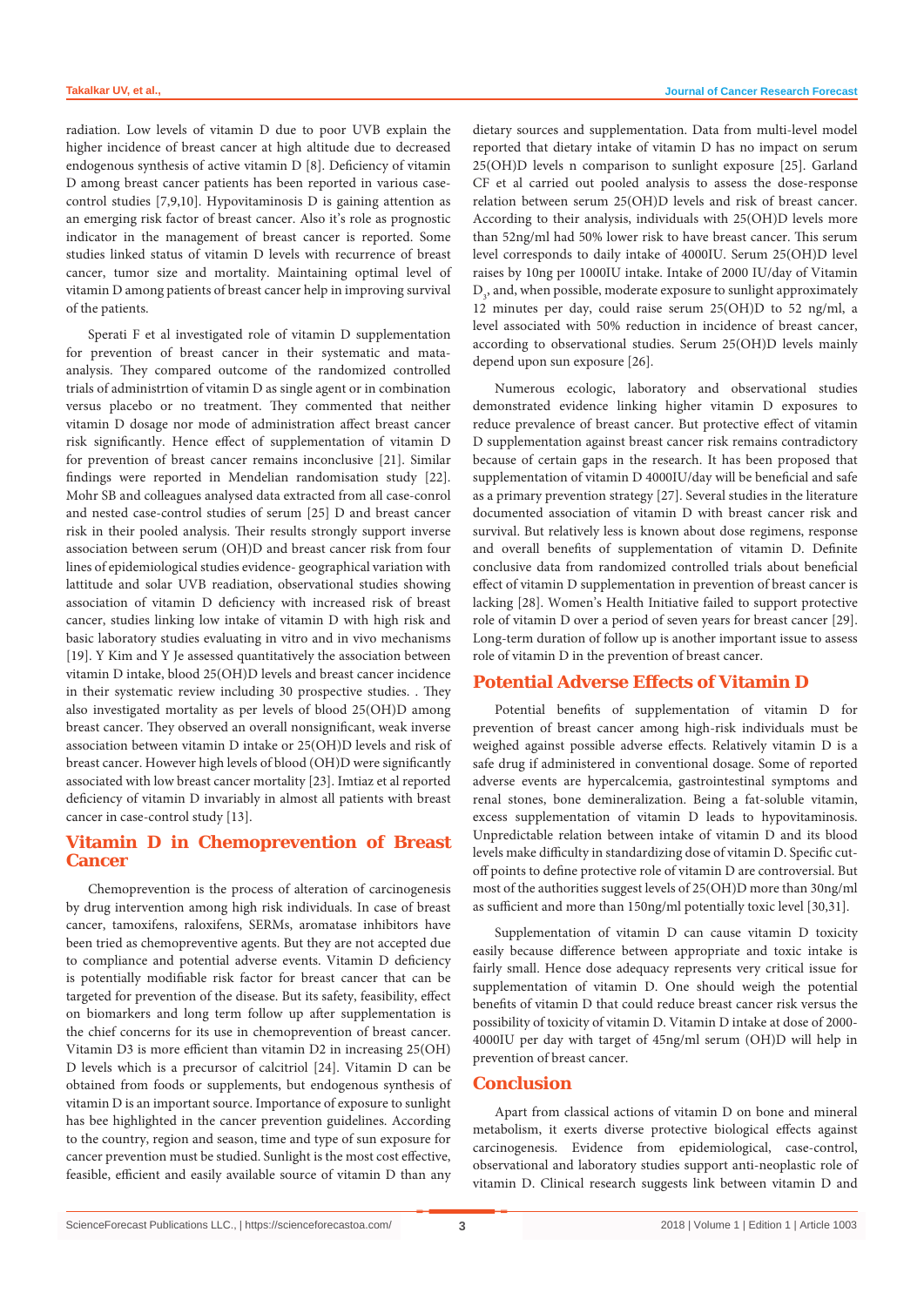radiation. Low levels of vitamin D due to poor UVB explain the higher incidence of breast cancer at high altitude due to decreased endogenous synthesis of active vitamin D [8]. Deficiency of vitamin D among breast cancer patients has been reported in various case-control studies [7,9,10]. Hypovitaminosis D is gaining attention as an emerging risk factor of breast cancer. Also it's role as prognostic indicator in the management of breast cancer is reported. Some studies linked status of vitamin D levels with recurrence of breast cancer, tumor size and mortality. Maintaining optimal level of vitamin D among patients of breast cancer help in improving survival of the patients.

Sperati F et al investigated role of vitamin D supplementation for prevention of breast cancer in their systematic and mata-analysis. They compared outcome of the randomized controlled trials of administrtion of vitamin D as single agent or in combination versus placebo or no treatment. They commented that neither vitamin D dosage nor mode of administration affect breast cancer risk significantly. Hence effect of supplementation of vitamin D for prevention of breast cancer remains inconclusive [21]. Similar findings were reported in Mendelian randomisation study [22]. Mohr SB and colleagues analysed data extracted from all case-conrol and nested case-control studies of serum [25] D and breast cancer risk in their pooled analysis. Their results strongly support inverse association between serum (OH)D and breast cancer risk from four lines of epidemiological studies evidence- geographical variation with lattitude and solar UVB readiation, observational studies showing association of vitamin D deficiency with increased risk of breast cancer, studies linking low intake of vitamin D with high risk and basic laboratory studies evaluating in vitro and in vivo mechanisms [19]. Y Kim and Y Je assessed quantitatively the association between vitamin D intake, blood 25(OH)D levels and breast cancer incidence in their systematic review including 30 prospective studies. . They also investigated mortality as per levels of blood 25(OH)D among breast cancer. They observed an overall nonsignificant, weak inverse association between vitamin D intake or 25(OH)D levels and risk of breast cancer. However high levels of blood (OH)D were significantly associated with low breast cancer mortality [23]. Imtiaz et al reported deficiency of vitamin D invariably in almost all patients with breast cancer in case-control study [13].

## Vitamin D in Chemoprevention of Breast Cancer

Chemoprevention is the process of alteration of carcinogenesis by drug intervention among high risk individuals. In case of breast cancer, tamoxifens, raloxifens, SERMs, aromatase inhibitors have been tried as chemopreventive agents. But they are not accepted due to compliance and potential adverse events. Vitamin D deficiency is potentially modifiable risk factor for breast cancer that can be targeted for prevention of the disease. But its safety, feasibility, effect on biomarkers and long term follow up after supplementation is the chief concerns for its use in chemoprevention of breast cancer. Vitamin D3 is more efficient than vitamin D2 in increasing 25(OH) D levels which is a precursor of calcitriol [24]. Vitamin D can be obtained from foods or supplements, but endogenous synthesis of vitamin D is an important source. Importance of exposure to sunlight has bee highlighted in the cancer prevention guidelines. According to the country, region and season, time and type of sun exposure for cancer prevention must be studied. Sunlight is the most cost effective, feasible, efficient and easily available source of vitamin D than any dietary sources and supplementation. Data from multi-level model reported that dietary intake of vitamin D has no impact on serum 25(OH)D levels n comparison to sunlight exposure [25]. Garland CF et al carried out pooled analysis to assess the dose-response relation between serum 25(OH)D levels and risk of breast cancer. According to their analysis, individuals with 25(OH)D levels more than 52ng/ml had 50% lower risk to have breast cancer. This serum level corresponds to daily intake of 4000IU. Serum 25(OH)D level raises by 10ng per 1000IU intake. Intake of 2000 IU/day of Vitamin $D_3$, and, when possible, moderate exposure to sunlight approximately 12 minutes per day, could raise serum 25(OH)D to 52 ng/ml, a level associated with 50% reduction in incidence of breast cancer, according to observational studies. Serum 25(OH)D levels mainly depend upon sun exposure [26].

Numerous ecologic, laboratory and observational studies demonstrated evidence linking higher vitamin D exposures to reduce prevalence of breast cancer. But protective effect of vitamin D supplementation against breast cancer risk remains contradictory because of certain gaps in the research. It has been proposed that supplementation of vitamin D 4000IU/day will be beneficial and safe as a primary prevention strategy [27]. Several studies in the literature documented association of vitamin D with breast cancer risk and survival. But relatively less is known about dose regimens, response and overall benefits of supplementation of vitamin D. Definite conclusive data from randomized controlled trials about beneficial effect of vitamin D supplementation in prevention of breast cancer is lacking [28]. Women's Health Initiative failed to support protective role of vitamin D over a period of seven years for breast cancer [29]. Long-term duration of follow up is another important issue to assess role of vitamin D in the prevention of breast cancer.

## Potential Adverse Effects of Vitamin D

Potential benefits of supplementation of vitamin D for prevention of breast cancer among high-risk individuals must be weighed against possible adverse effects. Relatively vitamin D is a safe drug if administered in conventional dosage. Some of reported adverse events are hypercalcemia, gastrointestinal symptoms and renal stones, bone demineralization. Being a fat-soluble vitamin, excess supplementation of vitamin D leads to hypovitaminosis. Unpredictable relation between intake of vitamin D and its blood levels make difficulty in standardizing dose of vitamin D. Specific cut-off points to define protective role of vitamin D are controversial. But most of the authorities suggest levels of 25(OH)D more than 30ng/ml as sufficient and more than 150ng/ml potentially toxic level [30,31].

Supplementation of vitamin D can cause vitamin D toxicity easily because difference between appropriate and toxic intake is fairly small. Hence dose adequacy represents very critical issue for supplementation of vitamin D. One should weigh the potential benefits of vitamin D that could reduce breast cancer risk versus the possibility of toxicity of vitamin D. Vitamin D intake at dose of 2000-4000IU per day with target of 45ng/ml serum (OH)D will help in prevention of breast cancer.

## Conclusion

Apart from classical actions of vitamin D on bone and mineral metabolism, it exerts diverse protective biological effects against carcinogenesis. Evidence from epidemiological, case-control, observational and laboratory studies support anti-neoplastic role of vitamin D. Clinical research suggests link between vitamin D and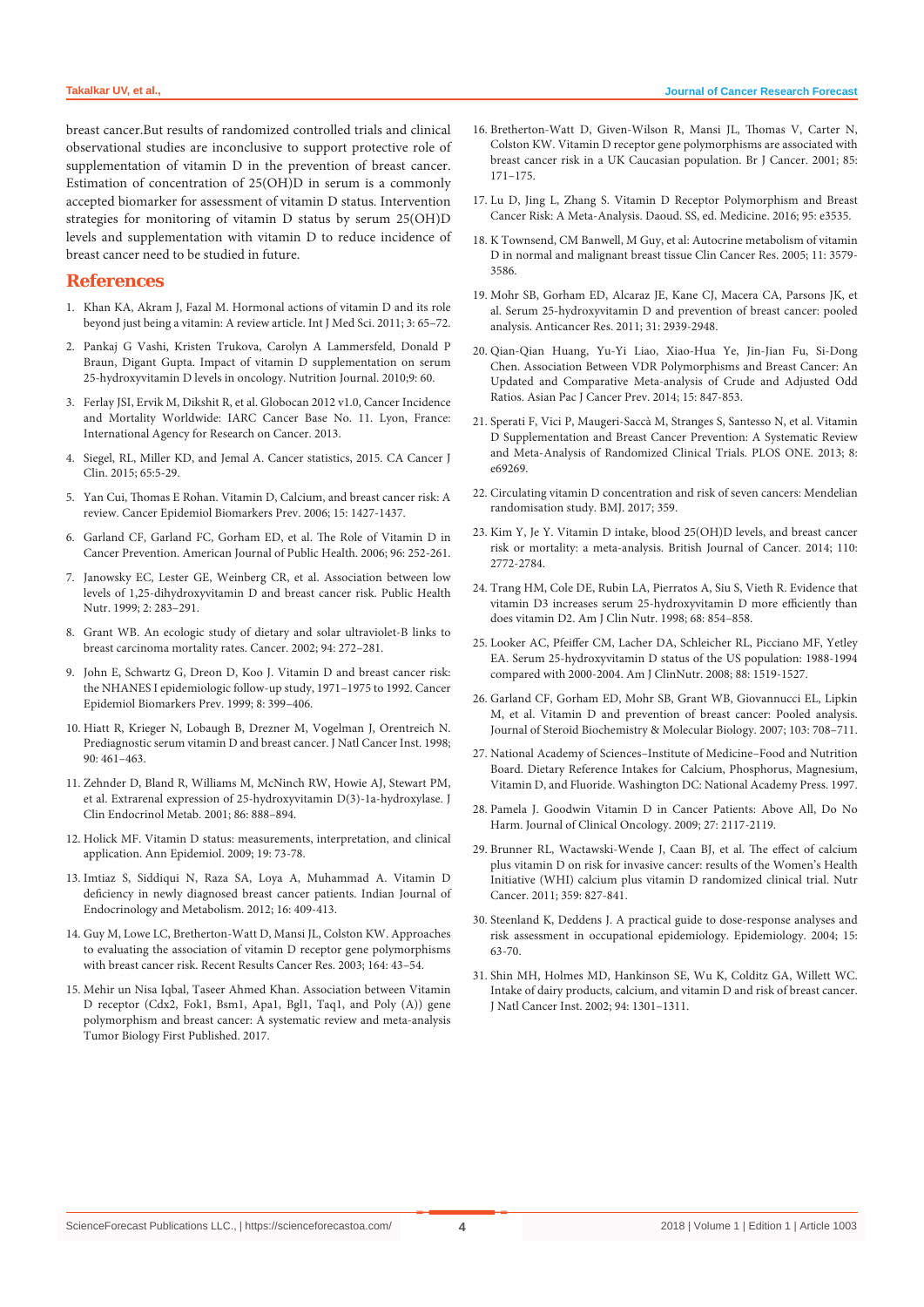breast cancer.But results of randomized controlled trials and clinical observational studies are inconclusive to support protective role of supplementation of vitamin D in the prevention of breast cancer. Estimation of concentration of 25(OH)D in serum is a commonly accepted biomarker for assessment of vitamin D status. Intervention strategies for monitoring of vitamin D status by serum 25(OH)D levels and supplementation with vitamin D to reduce incidence of breast cancer need to be studied in future.

## References

1. Khan KA, Akram J, Fazal M. Hormonal actions of vitamin D and its role beyond just being a vitamin: A review article. Int J Med Sci. 2011; 3: 65–72.
2. Pankaj G Vashi, Kristen Trukova, Carolyn A Lammersfeld, Donald P Braun, Digant Gupta. Impact of vitamin D supplementation on serum 25-hydroxyvitamin D levels in oncology. Nutrition Journal. 2010;9: 60.
3. Ferlay JSI, Ervik M, Dikshit R, et al. Globocan 2012 v1.0, Cancer Incidence and Mortality Worldwide: IARC Cancer Base No. 11. Lyon, France: International Agency for Research on Cancer. 2013.
4. Siegel, RL, Miller KD, and Jemal A. Cancer statistics, 2015. CA Cancer J Clin. 2015; 65:5-29.
5. Yan Cui, Thomas E Rohan. Vitamin D, Calcium, and breast cancer risk: A review. Cancer Epidemiol Biomarkers Prev. 2006; 15: 1427-1437.
6. Garland CF, Garland FC, Gorham ED, et al. The Role of Vitamin D in Cancer Prevention. American Journal of Public Health. 2006; 96: 252-261.
7. Janowsky EC, Lester GE, Weinberg CR, et al. Association between low levels of 1,25-dihydroxyvitamin D and breast cancer risk. Public Health Nutr. 1999; 2: 283–291.
8. Grant WB. An ecologic study of dietary and solar ultraviolet-B links to breast carcinoma mortality rates. Cancer. 2002; 94: 272–281.
9. John E, Schwartz G, Dreon D, Koo J. Vitamin D and breast cancer risk: the NHANES I epidemiologic follow-up study, 1971–1975 to 1992. Cancer Epidemiol Biomarkers Prev. 1999; 8: 399–406.
10. Hiatt R, Krieger N, Lobaugh B, Drezner M, Vogelman J, Orentreich N. Prediagnostic serum vitamin D and breast cancer. J Natl Cancer Inst. 1998; 90: 461–463.
11. Zehnder D, Bland R, Williams M, McNinch RW, Howie AJ, Stewart PM, et al. Extrarenal expression of 25-hydroxyvitamin D(3)-1a-hydroxylase. J Clin Endocrinol Metab. 2001; 86: 888–894.
12. Holick MF. Vitamin D status: measurements, interpretation, and clinical application. Ann Epidemiol. 2009; 19: 73-78.
13. Imtiaz S, Siddiqui N, Raza SA, Loya A, Muhammad A. Vitamin D deficiency in newly diagnosed breast cancer patients. Indian Journal of Endocrinology and Metabolism. 2012; 16: 409-413.
14. Guy M, Lowe LC, Bretherton-Watt D, Mansi JL, Colston KW. Approaches to evaluating the association of vitamin D receptor gene polymorphisms with breast cancer risk. Recent Results Cancer Res. 2003; 164: 43–54.
15. Mehir un Nisa Iqbal, Taseer Ahmed Khan. Association between Vitamin D receptor (Cdx2, Fok1, Bsm1, Apa1, Bgl1, Taq1, and Poly (A)) gene polymorphism and breast cancer: A systematic review and meta-analysis Tumor Biology First Published. 2017.
16. Bretherton-Watt D, Given-Wilson R, Mansi JL, Thomas V, Carter N, Colston KW. Vitamin D receptor gene polymorphisms are associated with breast cancer risk in a UK Caucasian population. Br J Cancer. 2001; 85: 171–175.
17. Lu D, Jing L, Zhang S. Vitamin D Receptor Polymorphism and Breast Cancer Risk: A Meta-Analysis. Daoud. SS, ed. Medicine. 2016; 95: e3535.
18. K Townsend, CM Banwell, M Guy, et al: Autocrine metabolism of vitamin D in normal and malignant breast tissue Clin Cancer Res. 2005; 11: 3579-3586.
19. Mohr SB, Gorham ED, Alcaraz JE, Kane CJ, Macera CA, Parsons JK, et al. Serum 25-hydroxyvitamin D and prevention of breast cancer: pooled analysis. Anticancer Res. 2011; 31: 2939-2948.
20. Qian-Qian Huang, Yu-Yi Liao, Xiao-Hua Ye, Jin-Jian Fu, Si-Dong Chen. Association Between VDR Polymorphisms and Breast Cancer: An Updated and Comparative Meta-analysis of Crude and Adjusted Odd Ratios. Asian Pac J Cancer Prev. 2014; 15: 847-853.
21. Sperati F, Vici P, Maugeri-Saccà M, Stranges S, Santesso N, et al. Vitamin D Supplementation and Breast Cancer Prevention: A Systematic Review and Meta-Analysis of Randomized Clinical Trials. PLOS ONE. 2013; 8: e69269.
22. Circulating vitamin D concentration and risk of seven cancers: Mendelian randomisation study. BMJ. 2017; 359.
23. Kim Y, Je Y. Vitamin D intake, blood 25(OH)D levels, and breast cancer risk or mortality: a meta-analysis. British Journal of Cancer. 2014; 110: 2772-2784.
24. Trang HM, Cole DE, Rubin LA, Pierratos A, Siu S, Vieth R. Evidence that vitamin D3 increases serum 25-hydroxyvitamin D more efficiently than does vitamin D2. Am J Clin Nutr. 1998; 68: 854–858.
25. Looker AC, Pfeiffer CM, Lacher DA, Schleicher RL, Picciano MF, Yetley EA. Serum 25-hydroxyvitamin D status of the US population: 1988-1994 compared with 2000-2004. Am J ClinNutr. 2008; 88: 1519-1527.
26. Garland CF, Gorham ED, Mohr SB, Grant WB, Giovannucci EL, Lipkin M, et al. Vitamin D and prevention of breast cancer: Pooled analysis. Journal of Steroid Biochemistry & Molecular Biology. 2007; 103: 708–711.
27. National Academy of Sciences–Institute of Medicine–Food and Nutrition Board. Dietary Reference Intakes for Calcium, Phosphorus, Magnesium, Vitamin D, and Fluoride. Washington DC: National Academy Press. 1997.
28. Pamela J. Goodwin Vitamin D in Cancer Patients: Above All, Do No Harm. Journal of Clinical Oncology. 2009; 27: 2117-2119.
29. Brunner RL, Wactawski-Wende J, Caan BJ, et al. The effect of calcium plus vitamin D on risk for invasive cancer: results of the Women's Health Initiative (WHI) calcium plus vitamin D randomized clinical trial. Nutr Cancer. 2011; 359: 827-841.
30. Steenland K, Deddens J. A practical guide to dose-response analyses and risk assessment in occupational epidemiology. Epidemiology. 2004; 15: 63-70.
31. Shin MH, Holmes MD, Hankinson SE, Wu K, Colditz GA, Willett WC. Intake of dairy products, calcium, and vitamin D and risk of breast cancer. J Natl Cancer Inst. 2002; 94: 1301–1311.